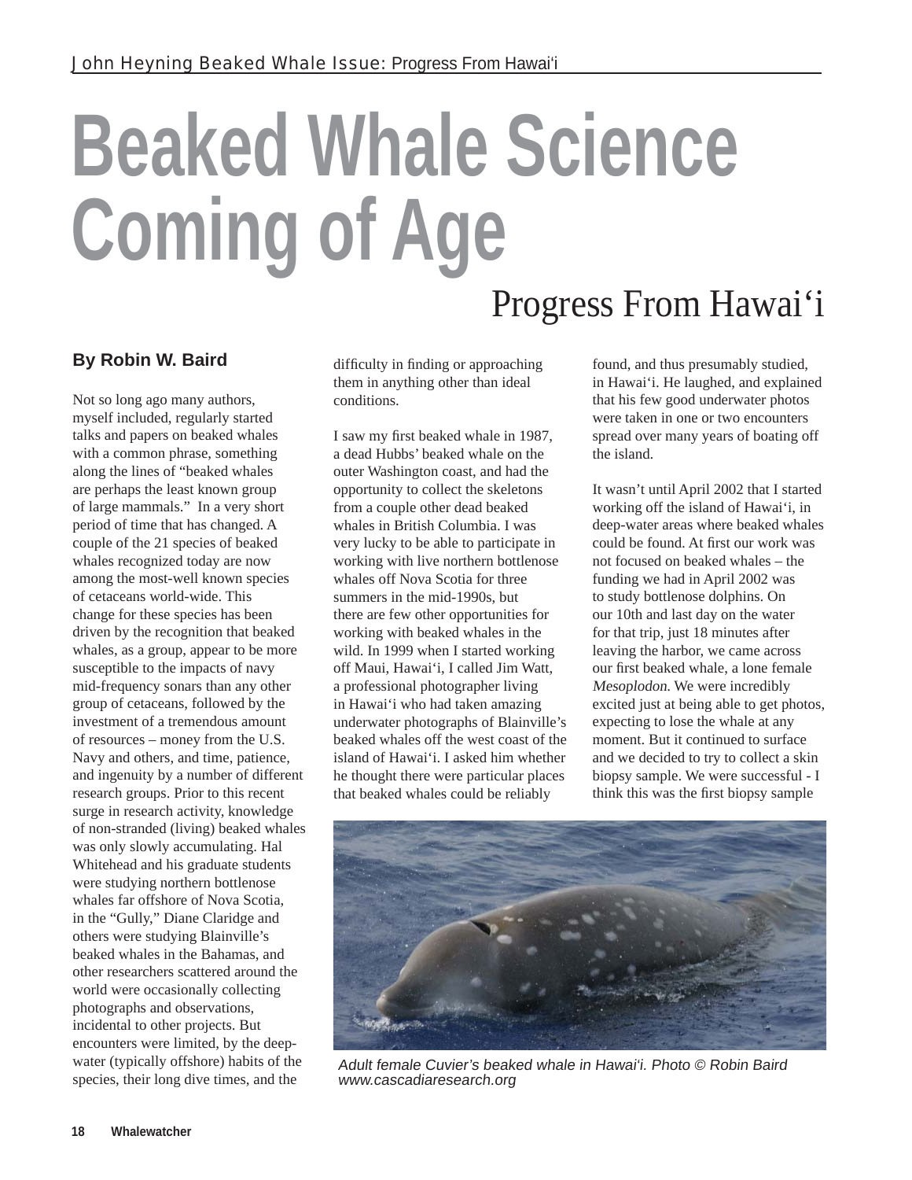# Beaked Whale Science Coming of Age

## Progress From Hawai'i

**By Robin W. Baird**

Not so long ago many authors, myself included, regularly started talks and papers on beaked whales with a common phrase, something along the lines of "beaked whales are perhaps the least known group of large mammals." In a very short period of time that has changed. A couple of the 21 species of beaked whales recognized today are now among the most-well known species of cetaceans world-wide. This change for these species has been driven by the recognition that beaked whales, as a group, appear to be more susceptible to the impacts of navy mid-frequency sonars than any other group of cetaceans, followed by the investment of a tremendous amount of resources – money from the U.S. Navy and others, and time, patience, and ingenuity by a number of different research groups. Prior to this recent surge in research activity, knowledge of non-stranded (living) beaked whales was only slowly accumulating. Hal Whitehead and his graduate students were studying northern bottlenose whales far offshore of Nova Scotia, in the "Gully," Diane Claridge and others were studying Blainville's beaked whales in the Bahamas, and other researchers scattered around the world were occasionally collecting photographs and observations, incidental to other projects. But encounters were limited, by the deep-water (typically offshore) habits of the species, their long dive times, and the difficulty in finding or approaching them in anything other than ideal conditions.

I saw my first beaked whale in 1987, a dead Hubbs' beaked whale on the outer Washington coast, and had the opportunity to collect the skeletons from a couple other dead beaked whales in British Columbia. I was very lucky to be able to participate in working with live northern bottlenose whales off Nova Scotia for three summers in the mid-1990s, but there are few other opportunities for working with beaked whales in the wild. In 1999 when I started working off Maui, Hawai'i, I called Jim Watt, a professional photographer living in Hawai'i who had taken amazing underwater photographs of Blainville's beaked whales off the west coast of the island of Hawai'i. I asked him whether he thought there were particular places that beaked whales could be reliably found, and thus presumably studied, in Hawai'i. He laughed, and explained that his few good underwater photos were taken in one or two encounters spread over many years of boating off the island.

It wasn't until April 2002 that I started working off the island of Hawai'i, in deep-water areas where beaked whales could be found. At first our work was not focused on beaked whales – the funding we had in April 2002 was to study bottlenose dolphins. On our 10th and last day on the water for that trip, just 18 minutes after leaving the harbor, we came across our first beaked whale, a lone female *Mesoplodon.* We were incredibly excited just at being able to get photos, expecting to lose the whale at any moment. But it continued to surface and we decided to try to collect a skin biopsy sample. We were successful - I think this was the first biopsy sample

*Adult female Cuvier's beaked whale in Hawai'i. Photo © Robin Baird www.cascadiaresearch.org*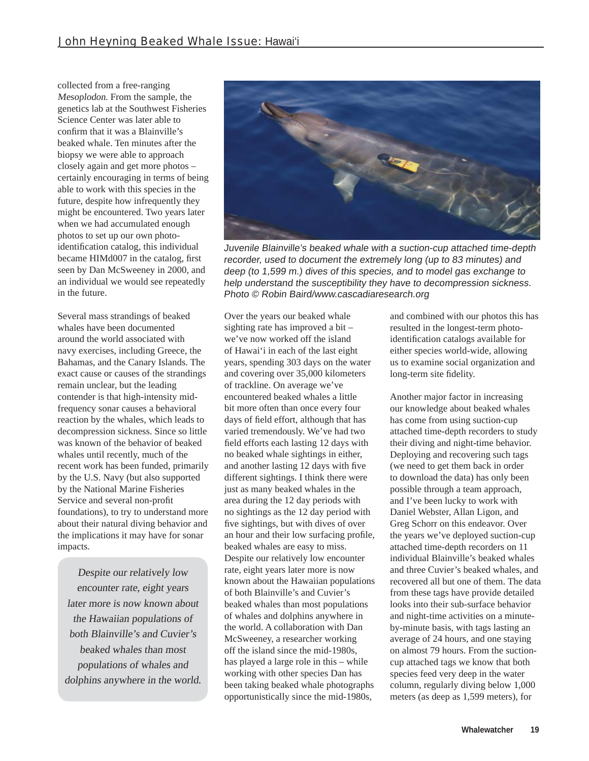collected from a free-ranging *Mesoplodon*. From the sample, the genetics lab at the Southwest Fisheries Science Center was later able to confirm that it was a Blainville's beaked whale. Ten minutes after the biopsy we were able to approach closely again and get more photos – certainly encouraging in terms of being able to work with this species in the future, despite how infrequently they might be encountered. Two years later when we had accumulated enough photos to set up our own photo-identification catalog, this individual became HIMd007 in the catalog, first seen by Dan McSweeney in 2000, and an individual we would see repeatedly in the future.

*Juvenile Blainville's beaked whale with a suction-cup attached time-depth recorder, used to document the extremely long (up to 83 minutes) and deep (to 1,599 m.) dives of this species, and to model gas exchange to help understand the susceptibility they have to decompression sickness. Photo © Robin Baird/www.cascadiaresearch.org*

Several mass strandings of beaked whales have been documented around the world associated with navy exercises, including Greece, the Bahamas, and the Canary Islands. The exact cause or causes of the strandings remain unclear, but the leading contender is that high-intensity mid-frequency sonar causes a behavioral reaction by the whales, which leads to decompression sickness. Since so little was known of the behavior of beaked whales until recently, much of the recent work has been funded, primarily by the U.S. Navy (but also supported by the National Marine Fisheries Service and several non-profit foundations), to try to understand more about their natural diving behavior and the implications it may have for sonar impacts.

> *Despite our relatively low encounter rate, eight years later more is now known about the Hawaiian populations of both Blainville's and Cuvier's beaked whales than most populations of whales and dolphins anywhere in the world.*

Over the years our beaked whale sighting rate has improved a bit – we've now worked off the island of Hawai'i in each of the last eight years, spending 303 days on the water and covering over 35,000 kilometers of trackline. On average we've encountered beaked whales a little bit more often than once every four days of field effort, although that has varied tremendously. We've had two field efforts each lasting 12 days with no beaked whale sightings in either, and another lasting 12 days with five different sightings. I think there were just as many beaked whales in the area during the 12 day periods with no sightings as the 12 day period with five sightings, but with dives of over an hour and their low surfacing profile, beaked whales are easy to miss. Despite our relatively low encounter rate, eight years later more is now known about the Hawaiian populations of both Blainville's and Cuvier's beaked whales than most populations of whales and dolphins anywhere in the world. A collaboration with Dan McSweeney, a researcher working off the island since the mid-1980s, has played a large role in this – while working with other species Dan has been taking beaked whale photographs opportunistically since the mid-1980s, and combined with our photos this has resulted in the longest-term photo-identification catalogs available for either species world-wide, allowing us to examine social organization and long-term site fidelity.

Another major factor in increasing our knowledge about beaked whales has come from using suction-cup attached time-depth recorders to study their diving and night-time behavior. Deploying and recovering such tags (we need to get them back in order to download the data) has only been possible through a team approach, and I've been lucky to work with Daniel Webster, Allan Ligon, and Greg Schorr on this endeavor. Over the years we've deployed suction-cup attached time-depth recorders on 11 individual Blainville's beaked whales and three Cuvier's beaked whales, and recovered all but one of them. The data from these tags have provide detailed looks into their sub-surface behavior and night-time activities on a minute-by-minute basis, with tags lasting an average of 24 hours, and one staying on almost 79 hours. From the suction-cup attached tags we know that both species feed very deep in the water column, regularly diving below 1,000 meters (as deep as 1,599 meters), for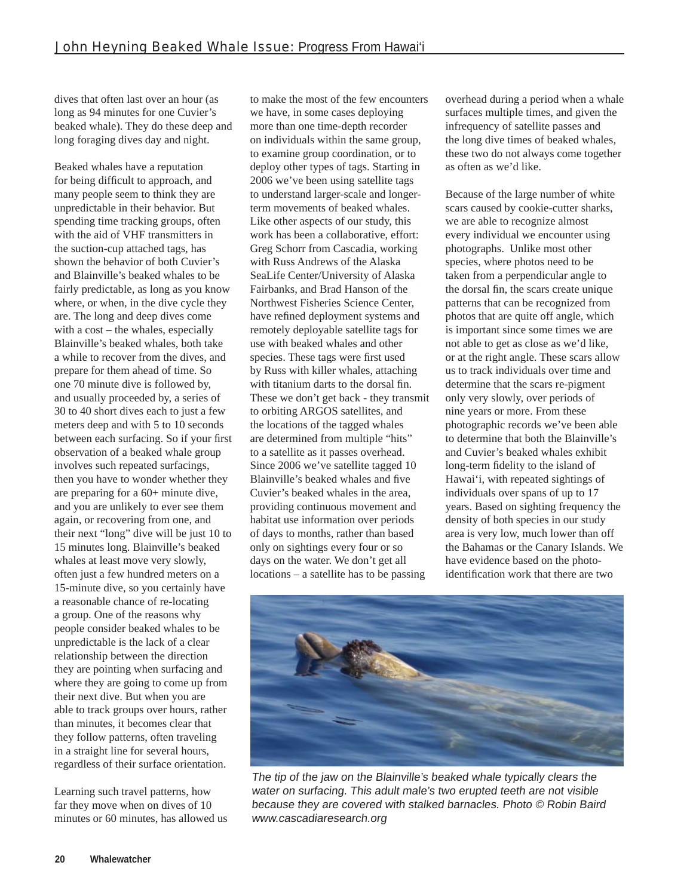dives that often last over an hour (as long as 94 minutes for one Cuvier's beaked whale). They do these deep and long foraging dives day and night.

Beaked whales have a reputation for being difficult to approach, and many people seem to think they are unpredictable in their behavior. But spending time tracking groups, often with the aid of VHF transmitters in the suction-cup attached tags, has shown the behavior of both Cuvier's and Blainville's beaked whales to be fairly predictable, as long as you know where, or when, in the dive cycle they are. The long and deep dives come with a cost – the whales, especially Blainville's beaked whales, both take a while to recover from the dives, and prepare for them ahead of time. So one 70 minute dive is followed by, and usually proceeded by, a series of 30 to 40 short dives each to just a few meters deep and with 5 to 10 seconds between each surfacing. So if your first observation of a beaked whale group involves such repeated surfacings, then you have to wonder whether they are preparing for a 60+ minute dive, and you are unlikely to ever see them again, or recovering from one, and their next "long" dive will be just 10 to 15 minutes long. Blainville's beaked whales at least move very slowly, often just a few hundred meters on a 15-minute dive, so you certainly have a reasonable chance of re-locating a group. One of the reasons why people consider beaked whales to be unpredictable is the lack of a clear relationship between the direction they are pointing when surfacing and where they are going to come up from their next dive. But when you are able to track groups over hours, rather than minutes, it becomes clear that they follow patterns, often traveling in a straight line for several hours, regardless of their surface orientation.

Learning such travel patterns, how far they move when on dives of 10 minutes or 60 minutes, has allowed us to make the most of the few encounters we have, in some cases deploying more than one time-depth recorder on individuals within the same group, to examine group coordination, or to deploy other types of tags. Starting in 2006 we've been using satellite tags to understand larger-scale and longer-term movements of beaked whales. Like other aspects of our study, this work has been a collaborative, effort: Greg Schorr from Cascadia, working with Russ Andrews of the Alaska SeaLife Center/University of Alaska Fairbanks, and Brad Hanson of the Northwest Fisheries Science Center, have refined deployment systems and remotely deployable satellite tags for use with beaked whales and other species. These tags were first used by Russ with killer whales, attaching with titanium darts to the dorsal fin. These we don't get back - they transmit to orbiting ARGOS satellites, and the locations of the tagged whales are determined from multiple "hits" to a satellite as it passes overhead. Since 2006 we've satellite tagged 10 Blainville's beaked whales and five Cuvier's beaked whales in the area, providing continuous movement and habitat use information over periods of days to months, rather than based only on sightings every four or so days on the water. We don't get all locations – a satellite has to be passing overhead during a period when a whale surfaces multiple times, and given the infrequency of satellite passes and the long dive times of beaked whales, these two do not always come together as often as we'd like.

Because of the large number of white scars caused by cookie-cutter sharks, we are able to recognize almost every individual we encounter using photographs. Unlike most other species, where photos need to be taken from a perpendicular angle to the dorsal fin, the scars create unique patterns that can be recognized from photos that are quite off angle, which is important since some times we are not able to get as close as we'd like, or at the right angle. These scars allow us to track individuals over time and determine that the scars re-pigment only very slowly, over periods of nine years or more. From these photographic records we've been able to determine that both the Blainville's and Cuvier's beaked whales exhibit long-term fidelity to the island of Hawai'i, with repeated sightings of individuals over spans of up to 17 years. Based on sighting frequency the density of both species in our study area is very low, much lower than off the Bahamas or the Canary Islands. We have evidence based on the photo-identification work that there are two

*The tip of the jaw on the Blainville's beaked whale typically clears the water on surfacing. This adult male's two erupted teeth are not visible because they are covered with stalked barnacles. Photo © Robin Baird www.cascadiaresearch.org*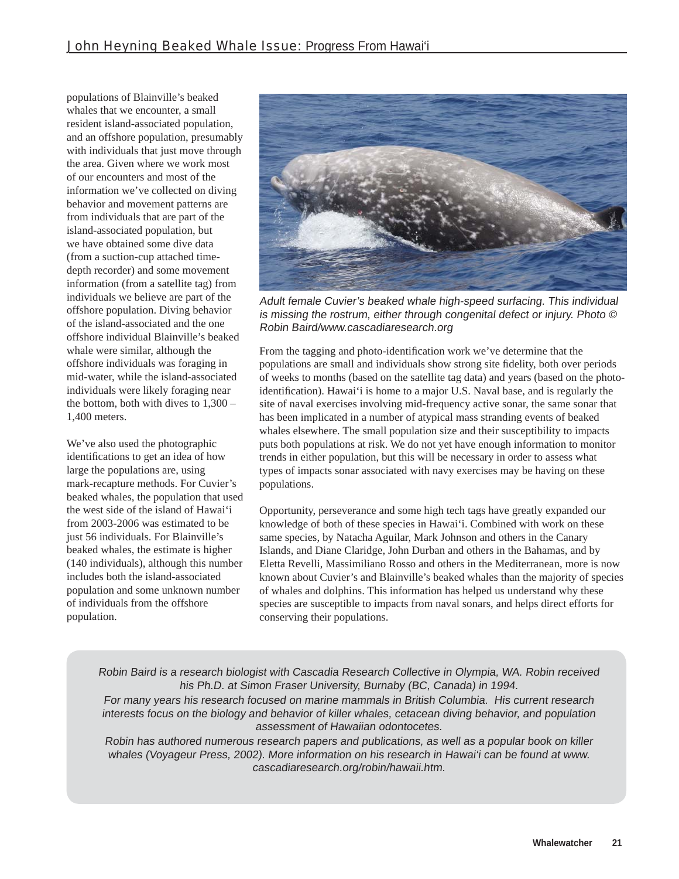populations of Blainville's beaked whales that we encounter, a small resident island-associated population, and an offshore population, presumably with individuals that just move through the area. Given where we work most of our encounters and most of the information we've collected on diving behavior and movement patterns are from individuals that are part of the island-associated population, but we have obtained some dive data (from a suction-cup attached time-depth recorder) and some movement information (from a satellite tag) from individuals we believe are part of the offshore population. Diving behavior of the island-associated and the one offshore individual Blainville's beaked whale were similar, although the offshore individuals was foraging in mid-water, while the island-associated individuals were likely foraging near the bottom, both with dives to 1,300 – 1,400 meters.

We've also used the photographic identifications to get an idea of how large the populations are, using mark-recapture methods. For Cuvier's beaked whales, the population that used the west side of the island of Hawai'i from 2003-2006 was estimated to be just 56 individuals. For Blainville's beaked whales, the estimate is higher (140 individuals), although this number includes both the island-associated population and some unknown number of individuals from the offshore population.

*Adult female Cuvier's beaked whale high-speed surfacing. This individual is missing the rostrum, either through congenital defect or injury. Photo © Robin Baird/www.cascadiaresearch.org*

From the tagging and photo-identification work we've determine that the populations are small and individuals show strong site fidelity, both over periods of weeks to months (based on the satellite tag data) and years (based on the photo-identification). Hawai'i is home to a major U.S. Naval base, and is regularly the site of naval exercises involving mid-frequency active sonar, the same sonar that has been implicated in a number of atypical mass stranding events of beaked whales elsewhere. The small population size and their susceptibility to impacts puts both populations at risk. We do not yet have enough information to monitor trends in either population, but this will be necessary in order to assess what types of impacts sonar associated with navy exercises may be having on these populations.

Opportunity, perseverance and some high tech tags have greatly expanded our knowledge of both of these species in Hawai'i. Combined with work on these same species, by Natacha Aguilar, Mark Johnson and others in the Canary Islands, and Diane Claridge, John Durban and others in the Bahamas, and by Eletta Revelli, Massimiliano Rosso and others in the Mediterranean, more is now known about Cuvier's and Blainville's beaked whales than the majority of species of whales and dolphins. This information has helped us understand why these species are susceptible to impacts from naval sonars, and helps direct efforts for conserving their populations.

*Robin Baird is a research biologist with Cascadia Research Collective in Olympia, WA. Robin received his Ph.D. at Simon Fraser University, Burnaby (BC, Canada) in 1994.*

*For many years his research focused on marine mammals in British Columbia. His current research interests focus on the biology and behavior of killer whales, cetacean diving behavior, and population assessment of Hawaiian odontocetes.*

*Robin has authored numerous research papers and publications, as well as a popular book on killer whales (Voyageur Press, 2002). More information on his research in Hawai'i can be found at www.cascadiaresearch.org/robin/hawaii.htm.*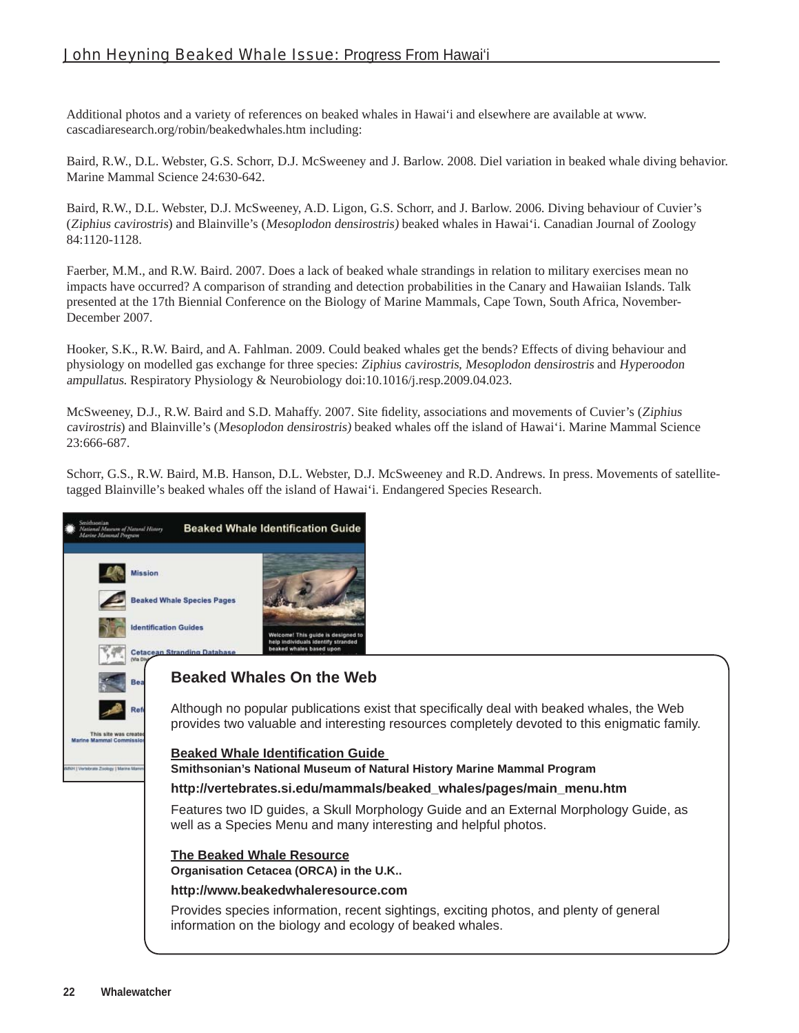Additional photos and a variety of references on beaked whales in Hawai‘i and elsewhere are available at www.cascadiaresearch.org/robin/beakedwhales.htm including:

Baird, R.W., D.L. Webster, G.S. Schorr, D.J. McSweeney and J. Barlow. 2008. Diel variation in beaked whale diving behavior. Marine Mammal Science 24:630-642.

Baird, R.W., D.L. Webster, D.J. McSweeney, A.D. Ligon, G.S. Schorr, and J. Barlow. 2006. Diving behaviour of Cuvier's (*Ziphius cavirostris*) and Blainville's (*Mesoplodon densirostris)* beaked whales in Hawai‘i. Canadian Journal of Zoology 84:1120-1128.

Faerber, M.M., and R.W. Baird. 2007. Does a lack of beaked whale strandings in relation to military exercises mean no impacts have occurred? A comparison of stranding and detection probabilities in the Canary and Hawaiian Islands. Talk presented at the 17th Biennial Conference on the Biology of Marine Mammals, Cape Town, South Africa, November-December 2007.

Hooker, S.K., R.W. Baird, and A. Fahlman. 2009. Could beaked whales get the bends? Effects of diving behaviour and physiology on modelled gas exchange for three species: *Ziphius cavirostris, Mesoplodon densirostris* and *Hyperoodon ampullatus.* Respiratory Physiology & Neurobiology doi:10.1016/j.resp.2009.04.023.

McSweeney, D.J., R.W. Baird and S.D. Mahaffy. 2007. Site fidelity, associations and movements of Cuvier's (*Ziphius cavirostris*) and Blainville's (*Mesoplodon densirostris)* beaked whales off the island of Hawai‘i. Marine Mammal Science 23:666-687.

Schorr, G.S., R.W. Baird, M.B. Hanson, D.L. Webster, D.J. McSweeney and R.D. Andrews. In press. Movements of satellite-tagged Blainville's beaked whales off the island of Hawai‘i. Endangered Species Research.

## Beaked Whales On the Web

Although no popular publications exist that specifically deal with beaked whales, the Web provides two valuable and interesting resources completely devoted to this enigmatic family.

**Beaked Whale Identification Guide**
**Smithsonian's National Museum of Natural History Marine Mammal Program**

**http://vertebrates.si.edu/mammals/beaked_whales/pages/main_menu.htm**

Features two ID guides, a Skull Morphology Guide and an External Morphology Guide, as well as a Species Menu and many interesting and helpful photos.

**The Beaked Whale Resource**
**Organisation Cetacea (ORCA) in the U.K..**

**http://www.beakedwhaleresource.com**

Provides species information, recent sightings, exciting photos, and plenty of general information on the biology and ecology of beaked whales.